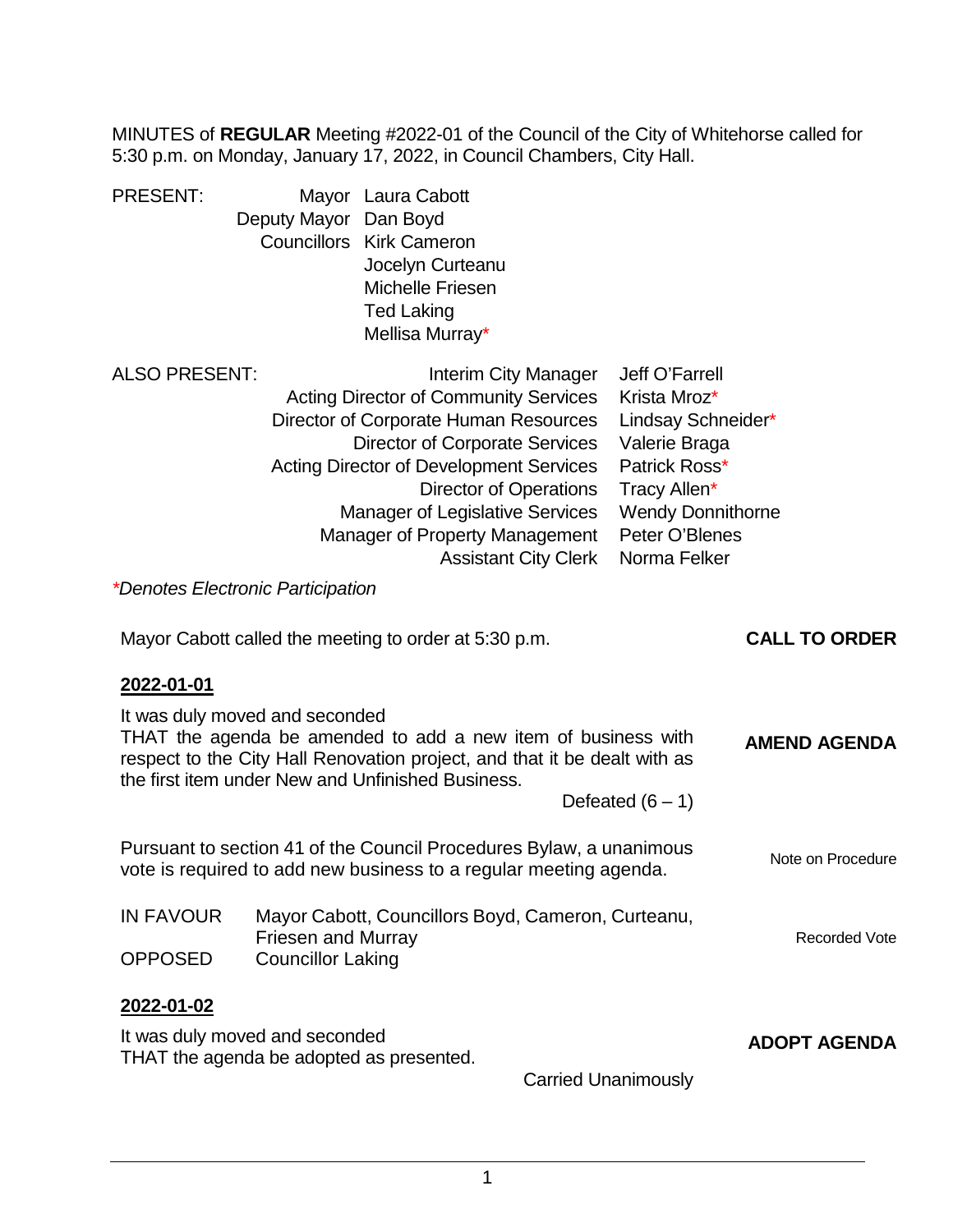MINUTES of **REGULAR** Meeting #2022-01 of the Council of the City of Whitehorse called for 5:30 p.m. on Monday, January 17, 2022, in Council Chambers, City Hall.

| | | |
|---|---|---|
| PRESENT: | Mayor | Laura Cabott |
| | Deputy Mayor | Dan Boyd |
| | Councillors | Kirk Cameron |
| | | Jocelyn Curteanu |
| | | Michelle Friesen |
| | | Ted Laking |
| | | Mellisa Murray* |

| | | |
|---|---|---|
| ALSO PRESENT: | Interim City Manager | Jeff O'Farrell |
| | Acting Director of Community Services | Krista Mroz* |
| | Director of Corporate Human Resources | Lindsay Schneider* |
| | Director of Corporate Services | Valerie Braga |
| | Acting Director of Development Services | Patrick Ross* |
| | Director of Operations | Tracy Allen* |
| | Manager of Legislative Services | Wendy Donnithorne |
| | Manager of Property Management | Peter O'Blenes |
| | Assistant City Clerk | Norma Felker |

*\*Denotes Electronic Participation*

**CALL TO ORDER**

Mayor Cabott called the meeting to order at 5:30 p.m.

**2022-01-01**

**AMEND AGENDA**

It was duly moved and seconded
THAT the agenda be amended to add a new item of business with respect to the City Hall Renovation project, and that it be dealt with as the first item under New and Unfinished Business.

Defeated (6 – 1)

Note on Procedure

Pursuant to section 41 of the Council Procedures Bylaw, a unanimous vote is required to add new business to a regular meeting agenda.

Recorded Vote

| | |
|---|---|
| IN FAVOUR | Mayor Cabott, Councillors Boyd, Cameron, Curteanu, Friesen and Murray |
| OPPOSED | Councillor Laking |

**2022-01-02**

**ADOPT AGENDA**

It was duly moved and seconded
THAT the agenda be adopted as presented.

Carried Unanimously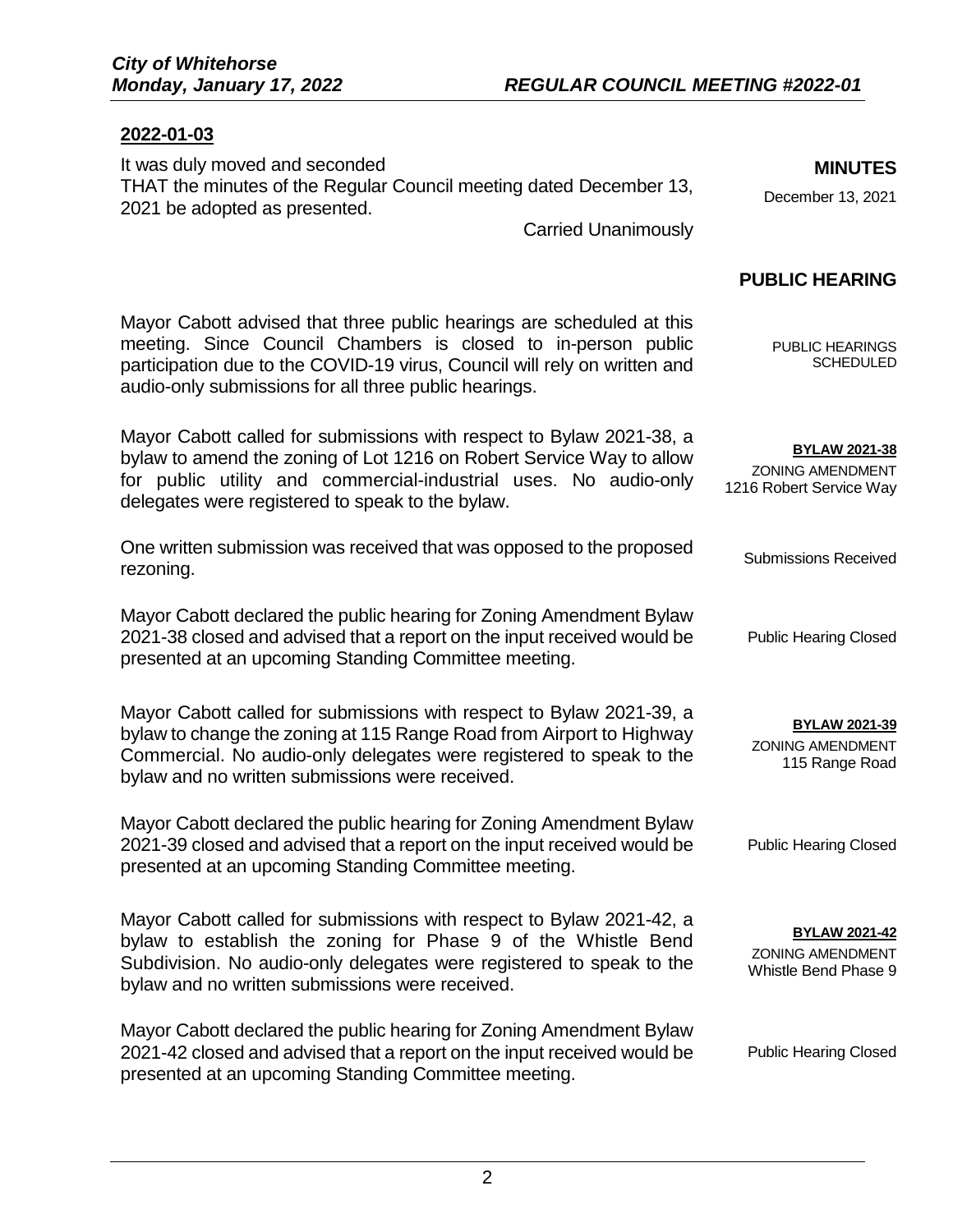**2022-01-03**

**MINUTES**

December 13, 2021

It was duly moved and seconded
THAT the minutes of the Regular Council meeting dated December 13, 2021 be adopted as presented.

Carried Unanimously

**PUBLIC HEARING**

PUBLIC HEARINGS SCHEDULED

Mayor Cabott advised that three public hearings are scheduled at this meeting. Since Council Chambers is closed to in-person public participation due to the COVID-19 virus, Council will rely on written and audio-only submissions for all three public hearings.

**BYLAW 2021-38**

ZONING AMENDMENT
1216 Robert Service Way

Mayor Cabott called for submissions with respect to Bylaw 2021-38, a bylaw to amend the zoning of Lot 1216 on Robert Service Way to allow for public utility and commercial-industrial uses. No audio-only delegates were registered to speak to the bylaw.

Submissions Received

One written submission was received that was opposed to the proposed rezoning.

Public Hearing Closed

Mayor Cabott declared the public hearing for Zoning Amendment Bylaw 2021-38 closed and advised that a report on the input received would be presented at an upcoming Standing Committee meeting.

**BYLAW 2021-39**

ZONING AMENDMENT
115 Range Road

Mayor Cabott called for submissions with respect to Bylaw 2021-39, a bylaw to change the zoning at 115 Range Road from Airport to Highway Commercial. No audio-only delegates were registered to speak to the bylaw and no written submissions were received.

Public Hearing Closed

Mayor Cabott declared the public hearing for Zoning Amendment Bylaw 2021-39 closed and advised that a report on the input received would be presented at an upcoming Standing Committee meeting.

**BYLAW 2021-42**

ZONING AMENDMENT
Whistle Bend Phase 9

Mayor Cabott called for submissions with respect to Bylaw 2021-42, a bylaw to establish the zoning for Phase 9 of the Whistle Bend Subdivision. No audio-only delegates were registered to speak to the bylaw and no written submissions were received.

Public Hearing Closed

Mayor Cabott declared the public hearing for Zoning Amendment Bylaw 2021-42 closed and advised that a report on the input received would be presented at an upcoming Standing Committee meeting.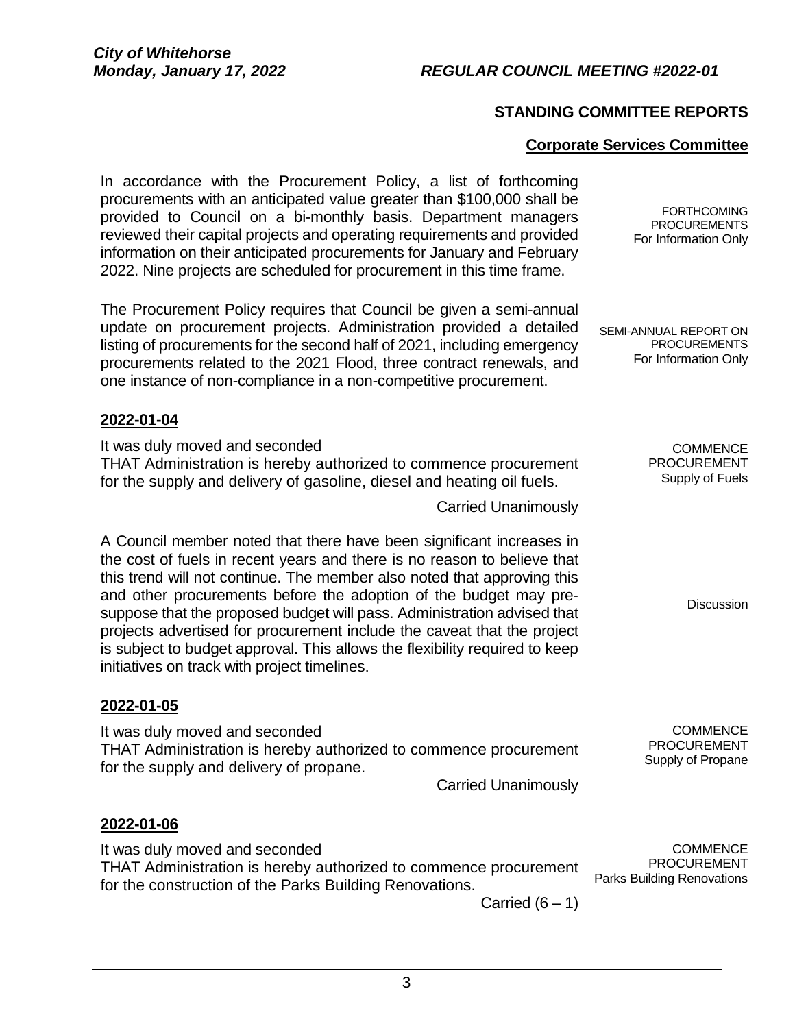## STANDING COMMITTEE REPORTS

### Corporate Services Committee

FORTHCOMING PROCUREMENTS
For Information Only

In accordance with the Procurement Policy, a list of forthcoming procurements with an anticipated value greater than $100,000 shall be provided to Council on a bi-monthly basis. Department managers reviewed their capital projects and operating requirements and provided information on their anticipated procurements for January and February 2022. Nine projects are scheduled for procurement in this time frame.

SEMI-ANNUAL REPORT ON PROCUREMENTS
For Information Only

The Procurement Policy requires that Council be given a semi-annual update on procurement projects. Administration provided a detailed listing of procurements for the second half of 2021, including emergency procurements related to the 2021 Flood, three contract renewals, and one instance of non-compliance in a non-competitive procurement.

**2022-01-04**

COMMENCE PROCUREMENT
Supply of Fuels

It was duly moved and seconded
THAT Administration is hereby authorized to commence procurement for the supply and delivery of gasoline, diesel and heating oil fuels.

Carried Unanimously

Discussion

A Council member noted that there have been significant increases in the cost of fuels in recent years and there is no reason to believe that this trend will not continue. The member also noted that approving this and other procurements before the adoption of the budget may pre-suppose that the proposed budget will pass. Administration advised that projects advertised for procurement include the caveat that the project is subject to budget approval. This allows the flexibility required to keep initiatives on track with project timelines.

**2022-01-05**

COMMENCE PROCUREMENT
Supply of Propane

It was duly moved and seconded
THAT Administration is hereby authorized to commence procurement for the supply and delivery of propane.

Carried Unanimously

**2022-01-06**

COMMENCE PROCUREMENT
Parks Building Renovations

It was duly moved and seconded
THAT Administration is hereby authorized to commence procurement for the construction of the Parks Building Renovations.

Carried (6 – 1)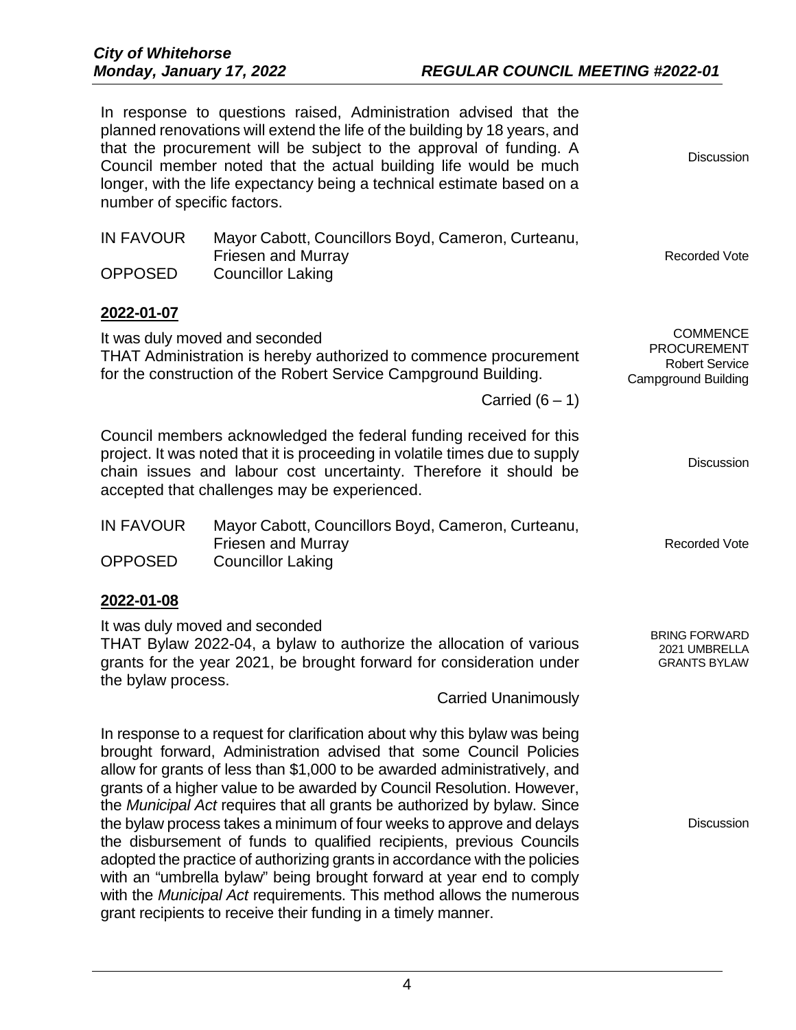In response to questions raised, Administration advised that the planned renovations will extend the life of the building by 18 years, and that the procurement will be subject to the approval of funding. A Council member noted that the actual building life would be much longer, with the life expectancy being a technical estimate based on a number of specific factors.

Discussion

| | |
|---|---|
| IN FAVOUR | Mayor Cabott, Councillors Boyd, Cameron, Curteanu, Friesen and Murray |
| OPPOSED | Councillor Laking |

Recorded Vote

**2022-01-07**

COMMENCE PROCUREMENT Robert Service Campground Building

It was duly moved and seconded
THAT Administration is hereby authorized to commence procurement for the construction of the Robert Service Campground Building.

Carried (6 – 1)

Council members acknowledged the federal funding received for this project. It was noted that it is proceeding in volatile times due to supply chain issues and labour cost uncertainty. Therefore it should be accepted that challenges may be experienced.

Discussion

| | |
|---|---|
| IN FAVOUR | Mayor Cabott, Councillors Boyd, Cameron, Curteanu, Friesen and Murray |
| OPPOSED | Councillor Laking |

Recorded Vote

**2022-01-08**

BRING FORWARD 2021 UMBRELLA GRANTS BYLAW

It was duly moved and seconded
THAT Bylaw 2022-04, a bylaw to authorize the allocation of various grants for the year 2021, be brought forward for consideration under the bylaw process.

Carried Unanimously

In response to a request for clarification about why this bylaw was being brought forward, Administration advised that some Council Policies allow for grants of less than $1,000 to be awarded administratively, and grants of a higher value to be awarded by Council Resolution. However, the *Municipal Act* requires that all grants be authorized by bylaw. Since the bylaw process takes a minimum of four weeks to approve and delays the disbursement of funds to qualified recipients, previous Councils adopted the practice of authorizing grants in accordance with the policies with an "umbrella bylaw" being brought forward at year end to comply with the *Municipal Act* requirements. This method allows the numerous grant recipients to receive their funding in a timely manner.

Discussion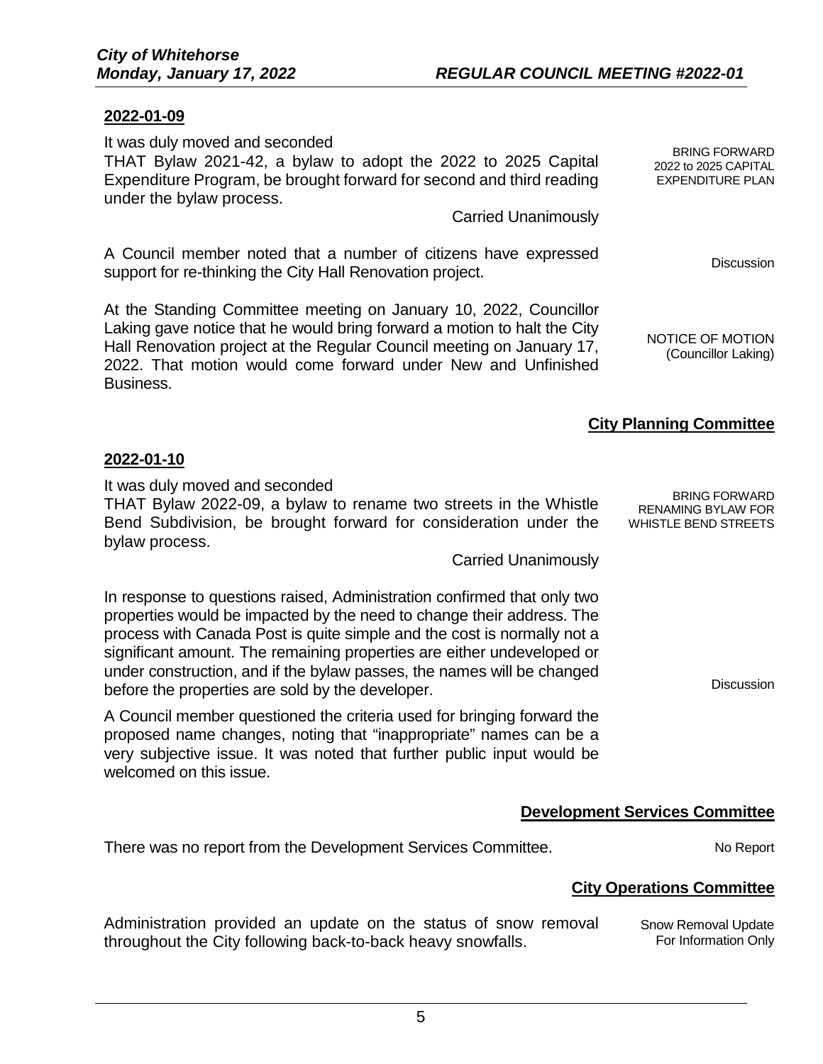**2022-01-09**

It was duly moved and seconded

THAT Bylaw 2021-42, a bylaw to adopt the 2022 to 2025 Capital Expenditure Program, be brought forward for second and third reading under the bylaw process.

BRING FORWARD 2022 to 2025 CAPITAL EXPENDITURE PLAN

Carried Unanimously

A Council member noted that a number of citizens have expressed support for re-thinking the City Hall Renovation project.

Discussion

At the Standing Committee meeting on January 10, 2022, Councillor Laking gave notice that he would bring forward a motion to halt the City Hall Renovation project at the Regular Council meeting on January 17, 2022. That motion would come forward under New and Unfinished Business.

NOTICE OF MOTION (Councillor Laking)

## City Planning Committee

**2022-01-10**

It was duly moved and seconded

THAT Bylaw 2022-09, a bylaw to rename two streets in the Whistle Bend Subdivision, be brought forward for consideration under the bylaw process.

BRING FORWARD RENAMING BYLAW FOR WHISTLE BEND STREETS

Carried Unanimously

In response to questions raised, Administration confirmed that only two properties would be impacted by the need to change their address. The process with Canada Post is quite simple and the cost is normally not a significant amount. The remaining properties are either undeveloped or under construction, and if the bylaw passes, the names will be changed before the properties are sold by the developer.

Discussion

A Council member questioned the criteria used for bringing forward the proposed name changes, noting that "inappropriate" names can be a very subjective issue. It was noted that further public input would be welcomed on this issue.

## Development Services Committee

There was no report from the Development Services Committee.

No Report

## City Operations Committee

Administration provided an update on the status of snow removal throughout the City following back-to-back heavy snowfalls.

Snow Removal Update For Information Only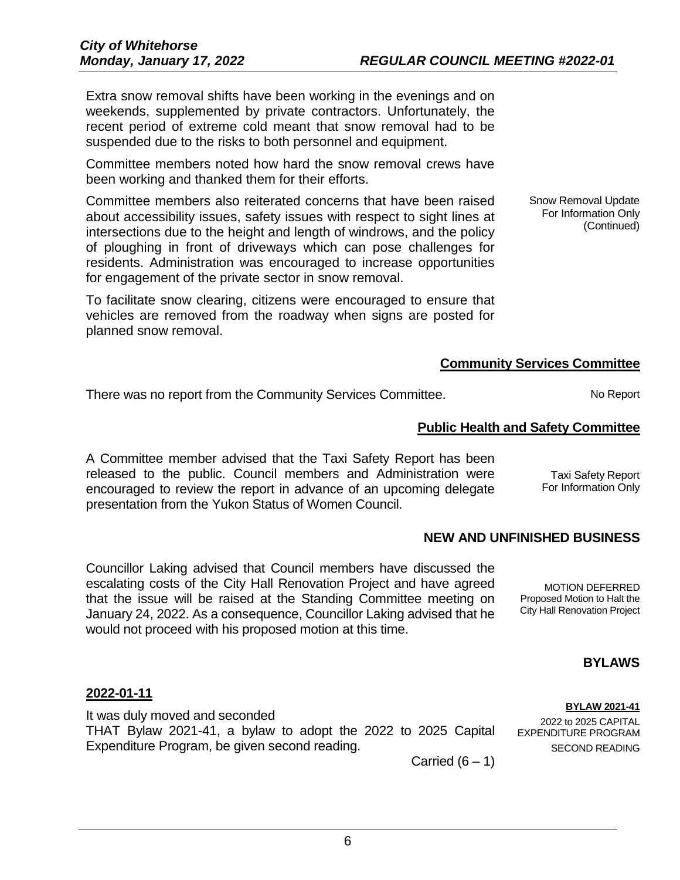Extra snow removal shifts have been working in the evenings and on weekends, supplemented by private contractors. Unfortunately, the recent period of extreme cold meant that snow removal had to be suspended due to the risks to both personnel and equipment.

Committee members noted how hard the snow removal crews have been working and thanked them for their efforts.

Snow Removal Update For Information Only (Continued)

Committee members also reiterated concerns that have been raised about accessibility issues, safety issues with respect to sight lines at intersections due to the height and length of windrows, and the policy of ploughing in front of driveways which can pose challenges for residents. Administration was encouraged to increase opportunities for engagement of the private sector in snow removal.

To facilitate snow clearing, citizens were encouraged to ensure that vehicles are removed from the roadway when signs are posted for planned snow removal.

## Community Services Committee

No Report

There was no report from the Community Services Committee.

## Public Health and Safety Committee

Taxi Safety Report For Information Only

A Committee member advised that the Taxi Safety Report has been released to the public. Council members and Administration were encouraged to review the report in advance of an upcoming delegate presentation from the Yukon Status of Women Council.

## NEW AND UNFINISHED BUSINESS

MOTION DEFERRED Proposed Motion to Halt the City Hall Renovation Project

Councillor Laking advised that Council members have discussed the escalating costs of the City Hall Renovation Project and have agreed that the issue will be raised at the Standing Committee meeting on January 24, 2022. As a consequence, Councillor Laking advised that he would not proceed with his proposed motion at this time.

## BYLAWS

**2022-01-11**

**BYLAW 2021-41**
2022 to 2025 CAPITAL EXPENDITURE PROGRAM
SECOND READING

It was duly moved and seconded
THAT Bylaw 2021-41, a bylaw to adopt the 2022 to 2025 Capital Expenditure Program, be given second reading.

Carried (6 – 1)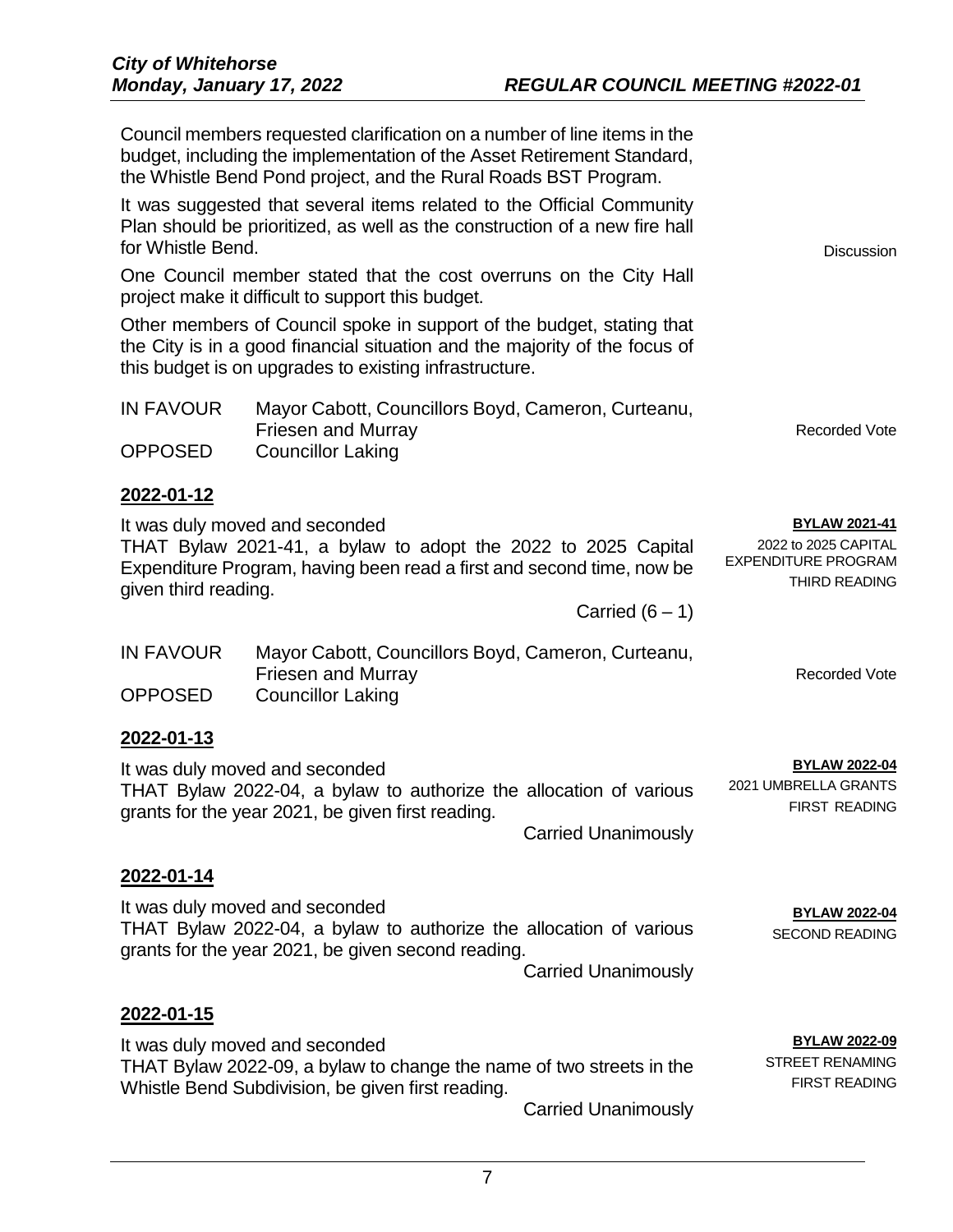Council members requested clarification on a number of line items in the budget, including the implementation of the Asset Retirement Standard, the Whistle Bend Pond project, and the Rural Roads BST Program.

It was suggested that several items related to the Official Community Plan should be prioritized, as well as the construction of a new fire hall for Whistle Bend.

Discussion

One Council member stated that the cost overruns on the City Hall project make it difficult to support this budget.

Other members of Council spoke in support of the budget, stating that the City is in a good financial situation and the majority of the focus of this budget is on upgrades to existing infrastructure.

Recorded Vote

| | |
|---|---|
| IN FAVOUR | Mayor Cabott, Councillors Boyd, Cameron, Curteanu, Friesen and Murray |
| OPPOSED | Councillor Laking |

## 2022-01-12

**BYLAW 2021-41**
2022 to 2025 CAPITAL EXPENDITURE PROGRAM
THIRD READING

It was duly moved and seconded
THAT Bylaw 2021-41, a bylaw to adopt the 2022 to 2025 Capital Expenditure Program, having been read a first and second time, now be given third reading.

Carried (6 – 1)

Recorded Vote

| | |
|---|---|
| IN FAVOUR | Mayor Cabott, Councillors Boyd, Cameron, Curteanu, Friesen and Murray |
| OPPOSED | Councillor Laking |

## 2022-01-13

**BYLAW 2022-04**
2021 UMBRELLA GRANTS
FIRST READING

It was duly moved and seconded
THAT Bylaw 2022-04, a bylaw to authorize the allocation of various grants for the year 2021, be given first reading.

Carried Unanimously

## 2022-01-14

**BYLAW 2022-04**
SECOND READING

It was duly moved and seconded
THAT Bylaw 2022-04, a bylaw to authorize the allocation of various grants for the year 2021, be given second reading.

Carried Unanimously

## 2022-01-15

**BYLAW 2022-09**
STREET RENAMING
FIRST READING

It was duly moved and seconded
THAT Bylaw 2022-09, a bylaw to change the name of two streets in the Whistle Bend Subdivision, be given first reading.

Carried Unanimously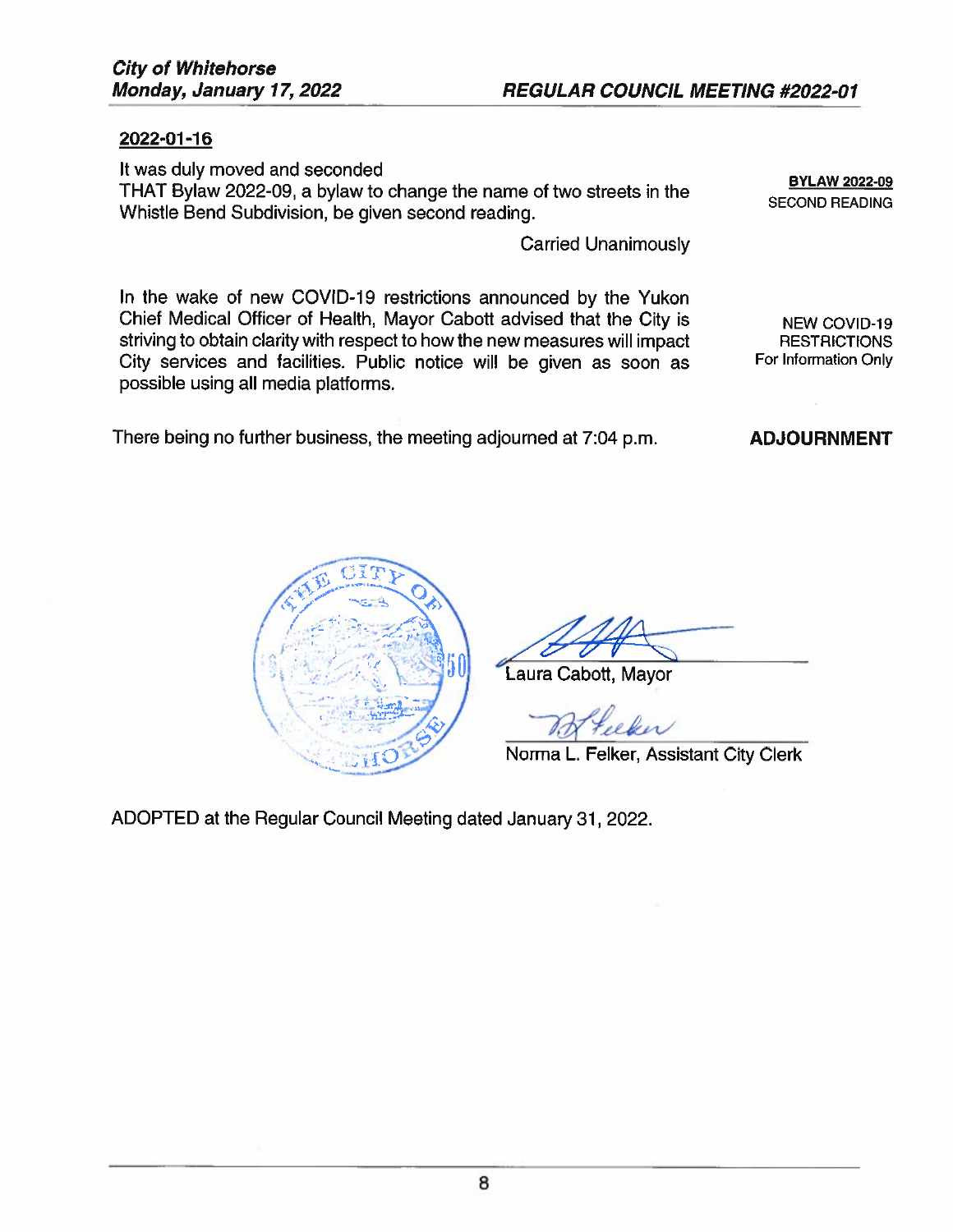**2022-01-16**

It was duly moved and seconded
THAT Bylaw 2022-09, a bylaw to change the name of two streets in the Whistle Bend Subdivision, be given second reading.

**BYLAW 2022-09**
SECOND READING

Carried Unanimously

In the wake of new COVID-19 restrictions announced by the Yukon Chief Medical Officer of Health, Mayor Cabott advised that the City is striving to obtain clarity with respect to how the new measures will impact City services and facilities. Public notice will be given as soon as possible using all media platforms.

NEW COVID-19
RESTRICTIONS
For Information Only

There being no further business, the meeting adjourned at 7:04 p.m.

**ADJOURNMENT**

Laura Cabott, Mayor

Norma L. Felker, Assistant City Clerk

ADOPTED at the Regular Council Meeting dated January 31, 2022.